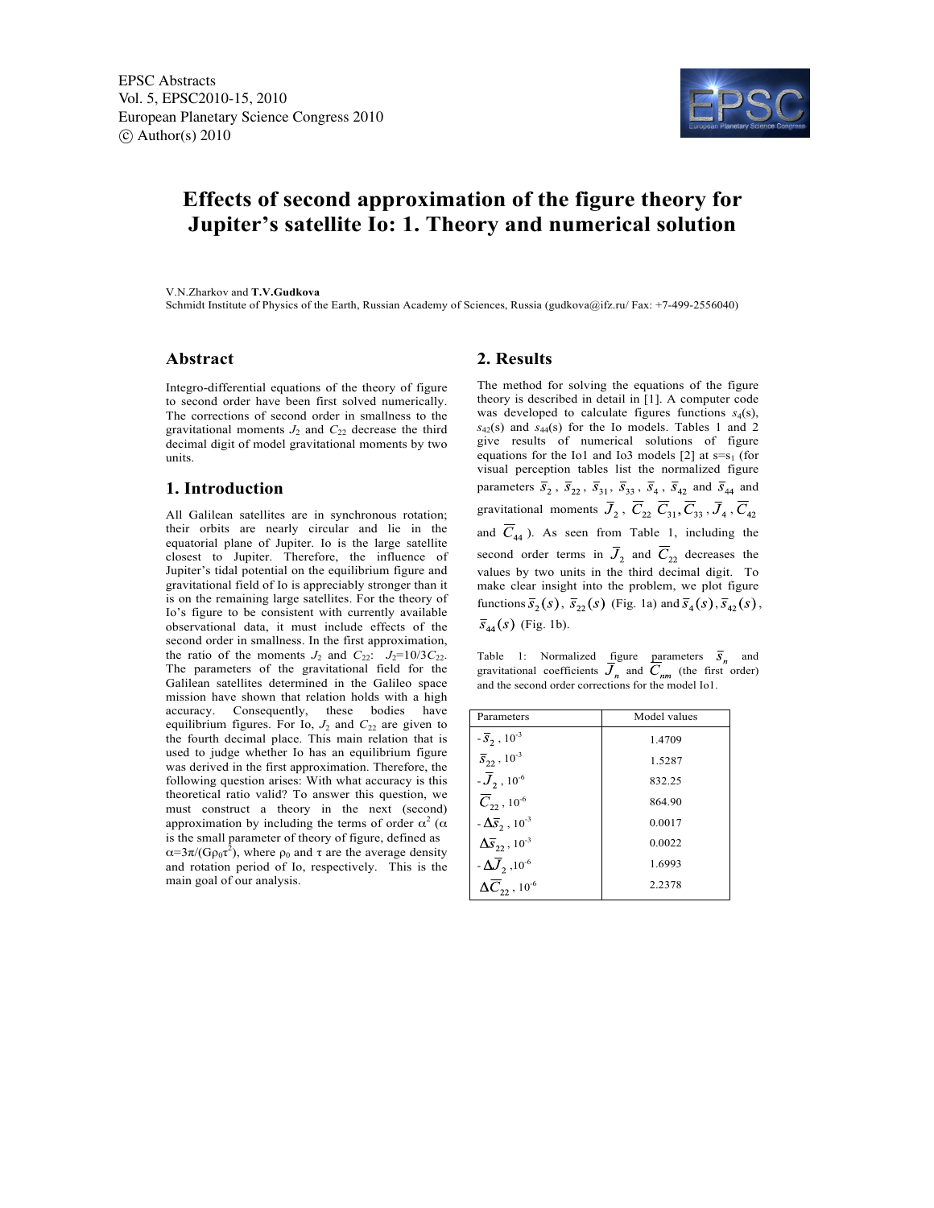# Effects of second approximation of the figure theory for Jupiter's satellite Io: 1. Theory and numerical solution

V.N.Zharkov and **T.V.Gudkova**

Schmidt Institute of Physics of the Earth, Russian Academy of Sciences, Russia (gudkova@ifz.ru/ Fax: +7-499-2556040)

## Abstract

Integro-differential equations of the theory of figure to second order have been first solved numerically. The corrections of second order in smallness to the gravitational moments $J_2$ and $C_{22}$ decrease the third decimal digit of model gravitational moments by two units.

## 1. Introduction

All Galilean satellites are in synchronous rotation; their orbits are nearly circular and lie in the equatorial plane of Jupiter. Io is the large satellite closest to Jupiter. Therefore, the influence of Jupiter's tidal potential on the equilibrium figure and gravitational field of Io is appreciably stronger than it is on the remaining large satellites. For the theory of Io's figure to be consistent with currently available observational data, it must include effects of the second order in smallness. In the first approximation, the ratio of the moments $J_2$ and $C_{22}$: $J_2$=10/3$C_{22}$. The parameters of the gravitational field for the Galilean satellites determined in the Galileo space mission have shown that relation holds with a high accuracy. Consequently, these bodies have equilibrium figures. For Io, $J_2$ and $C_{22}$ are given to the fourth decimal place. This main relation that is used to judge whether Io has an equilibrium figure was derived in the first approximation. Therefore, the following question arises: With what accuracy is this theoretical ratio valid? To answer this question, we must construct a theory in the next (second) approximation by including the terms of order $\alpha^2$ ($\alpha$ is the small parameter of theory of figure, defined as $\alpha=3\pi/(G\rho_0\tau^2)$, where $\rho_0$ and $\tau$ are the average density and rotation period of Io, respectively. This is the main goal of our analysis.

## 2. Results

The method for solving the equations of the figure theory is described in detail in [1]. A computer code was developed to calculate figures functions $s_4(s)$, $s_{42}(s)$ and $s_{44}(s)$ for the Io models. Tables 1 and 2 give results of numerical solutions of figure equations for the Io1 and Io3 models [2] at s=s$_1$ (for visual perception tables list the normalized figure parameters $\bar{s}_2$, $\bar{s}_{22}$, $\bar{s}_{31}$, $\bar{s}_{33}$, $\bar{s}_4$, $\bar{s}_{42}$ and $\bar{s}_{44}$ and gravitational moments $\bar{J}_2$, $\bar{C}_{22}$ $\bar{C}_{31}$, $\bar{C}_{33}$, $\bar{J}_4$, $\bar{C}_{42}$ and $\bar{C}_{44}$ ). As seen from Table 1, including the second order terms in $\bar{J}_2$ and $\bar{C}_{22}$ decreases the values by two units in the third decimal digit. To make clear insight into the problem, we plot figure functions $\bar{s}_2(s)$, $\bar{s}_{22}(s)$ (Fig. 1a) and $\bar{s}_4(s)$, $\bar{s}_{42}(s)$, $\bar{s}_{44}(s)$ (Fig. 1b).

Table 1: Normalized figure parameters $\bar{s}_n$ and gravitational coefficients $\bar{J}_n$ and $\bar{C}_{nm}$ (the first order) and the second order corrections for the model Io1.

| Parameters | Model values |
|---|---|
| $-\bar{s}_2$, $10^{-3}$ | 1.4709 |
| $\bar{s}_{22}$, $10^{-3}$ | 1.5287 |
| $-\bar{J}_2$, $10^{-6}$ | 832.25 |
| $\bar{C}_{22}$, $10^{-6}$ | 864.90 |
| $-\Delta\bar{s}_2$, $10^{-3}$ | 0.0017 |
| $\Delta\bar{s}_{22}$, $10^{-3}$ | 0.0022 |
| $-\Delta\bar{J}_2$, $10^{-6}$ | 1.6993 |
| $\Delta\bar{C}_{22}$, $10^{-6}$ | 2.2378 |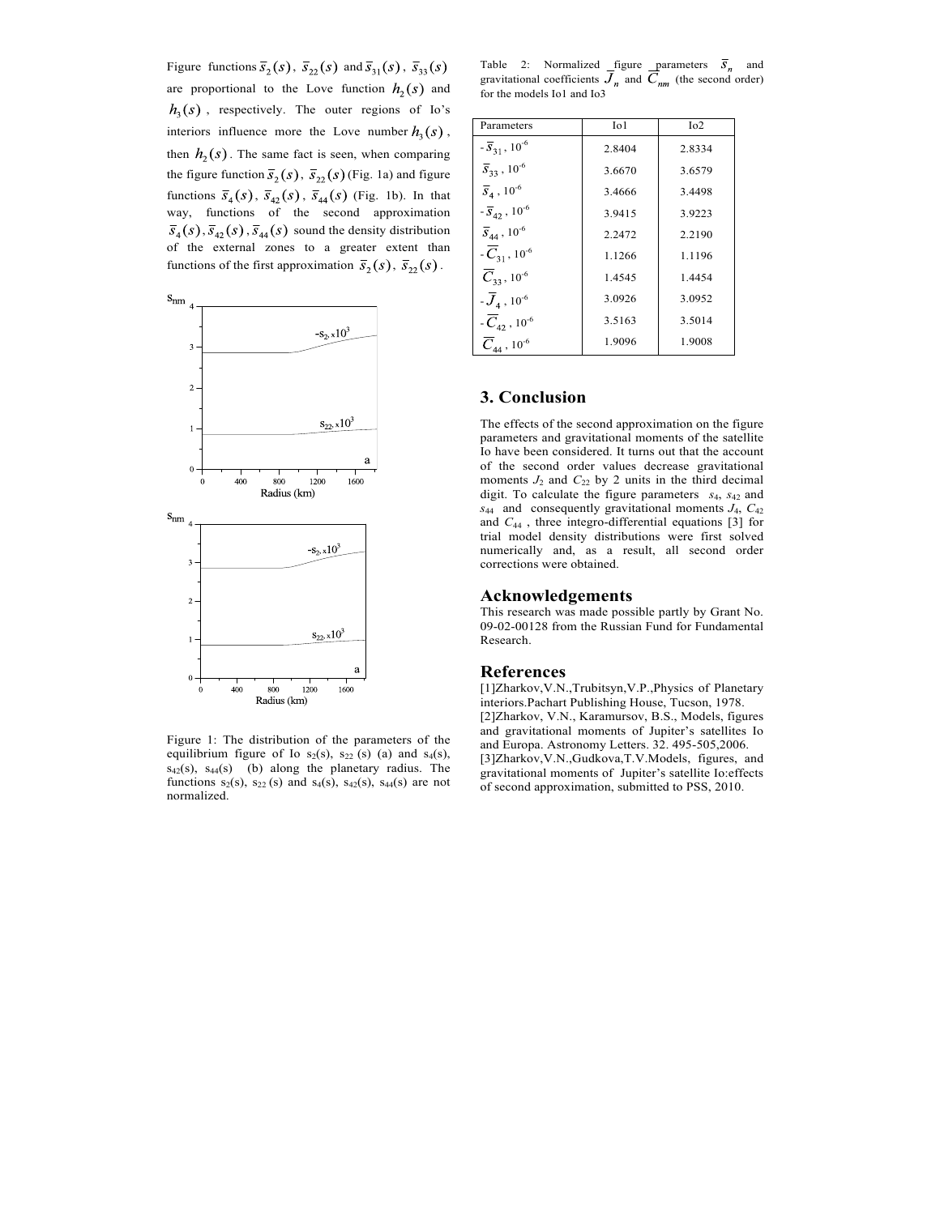Figure functions $\bar{s}_2(s)$, $\bar{s}_{22}(s)$ and $\bar{s}_{31}(s)$, $\bar{s}_{33}(s)$ are proportional to the Love function $h_2(s)$ and $h_3(s)$, respectively. The outer regions of Io's interiors influence more the Love number $h_3(s)$, then $h_2(s)$. The same fact is seen, when comparing the figure function $\bar{s}_2(s)$, $\bar{s}_{22}(s)$ (Fig. 1a) and figure functions $\bar{s}_4(s)$, $\bar{s}_{42}(s)$, $\bar{s}_{44}(s)$ (Fig. 1b). In that way, functions of the second approximation $\bar{s}_4(s), \bar{s}_{42}(s), \bar{s}_{44}(s)$ sound the density distribution of the external zones to a greater extent than functions of the first approximation $\bar{s}_2(s)$, $\bar{s}_{22}(s)$.

$s_{nm}$
4
3
2
1
0
$-s_2, x10^3$
$s_{22}, x10^3$
a
0 400 800 1200 1600
Radius (km)

$s_{nm}$
4
3
2
1
0
$-s_2, x10^3$
$s_{22}, x10^3$
a
0 400 800 1200 1600
Radius (km)

Figure 1: The distribution of the parameters of the equilibrium figure of Io $s_2(s)$, $s_{22}(s)$ (a) and $s_4(s)$, $s_{42}(s)$, $s_{44}(s)$ (b) along the planetary radius. The functions $s_2(s)$, $s_{22}(s)$ and $s_4(s)$, $s_{42}(s)$, $s_{44}(s)$ are not normalized.

Table 2: Normalized figure parameters $\bar{s}_n$ and gravitational coefficients $\bar{J}_n$ and $\bar{C}_{nm}$ (the second order) for the models Io1 and Io3

| Parameters | Io1 | Io2 |
|---|---|---|
| $-\bar{s}_{31}$, $10^{-6}$ | 2.8404 | 2.8334 |
| $\bar{s}_{33}$, $10^{-6}$ | 3.6670 | 3.6579 |
| $\bar{s}_4$, $10^{-6}$ | 3.4666 | 3.4498 |
| $-\bar{s}_{42}$, $10^{-6}$ | 3.9415 | 3.9223 |
| $\bar{s}_{44}$, $10^{-6}$ | 2.2472 | 2.2190 |
| $-\bar{C}_{31}$, $10^{-6}$ | 1.1266 | 1.1196 |
| $\bar{C}_{33}$, $10^{-6}$ | 1.4545 | 1.4454 |
| $-\bar{J}_4$, $10^{-6}$ | 3.0926 | 3.0952 |
| $-\bar{C}_{42}$, $10^{-6}$ | 3.5163 | 3.5014 |
| $\bar{C}_{44}$, $10^{-6}$ | 1.9096 | 1.9008 |

## 3. Conclusion

The effects of the second approximation on the figure parameters and gravitational moments of the satellite Io have been considered. It turns out that the account of the second order values decrease gravitational moments $J_2$ and $C_{22}$ by 2 units in the third decimal digit. To calculate the figure parameters $s_4$, $s_{42}$ and $s_{44}$ and consequently gravitational moments $J_4$, $C_{42}$ and $C_{44}$, three integro-differential equations [3] for trial model density distributions were first solved numerically and, as a result, all second order corrections were obtained.

## Acknowledgements

This research was made possible partly by Grant No. 09-02-00128 from the Russian Fund for Fundamental Research.

## References

[1]Zharkov,V.N.,Trubitsyn,V.P.,Physics of Planetary interiors.Pachart Publishing House, Tucson, 1978.

[2]Zharkov, V.N., Karamursov, B.S., Models, figures and gravitational moments of Jupiter's satellites Io and Europa. Astronomy Letters. 32. 495-505,2006.

[3]Zharkov,V.N.,Gudkova,T.V.Models, figures, and gravitational moments of Jupiter's satellite Io:effects of second approximation, submitted to PSS, 2010.